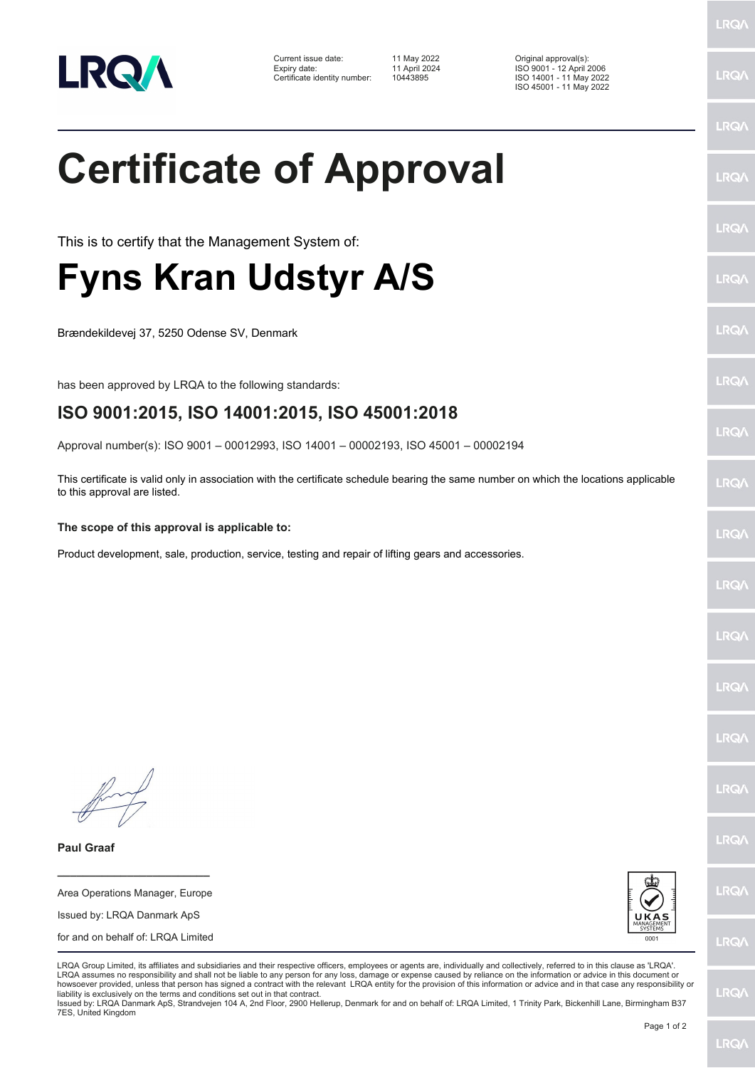Current issue date: 11 May 2022
Expiry date: 11 April 2024
Certificate identity number: 10443895

Original approval(s):
ISO 9001 - 12 April 2006
ISO 14001 - 11 May 2022
ISO 45001 - 11 May 2022

# Certificate of Approval

This is to certify that the Management System of:

# Fyns Kran Udstyr A/S

Brændekildevej 37, 5250 Odense SV, Denmark

has been approved by LRQA to the following standards:

## ISO 9001:2015, ISO 14001:2015, ISO 45001:2018

Approval number(s): ISO 9001 – 00012993, ISO 14001 – 00002193, ISO 45001 – 00002194

This certificate is valid only in association with the certificate schedule bearing the same number on which the locations applicable to this approval are listed.

**The scope of this approval is applicable to:**

Product development, sale, production, service, testing and repair of lifting gears and accessories.

**Paul Graaf**

Area Operations Manager, Europe

Issued by: LRQA Danmark ApS

for and on behalf of: LRQA Limited

LRQA Group Limited, its affiliates and subsidiaries and their respective officers, employees or agents are, individually and collectively, referred to in this clause as 'LRQA'. LRQA assumes no responsibility and shall not be liable to any person for any loss, damage or expense caused by reliance on the information or advice in this document or howsoever provided, unless that person has signed a contract with the relevant LRQA entity for the provision of this information or advice and in that case any responsibility or liability is exclusively on the terms and conditions set out in that contract.
Issued by: LRQA Danmark ApS, Strandvejen 104 A, 2nd Floor, 2900 Hellerup, Denmark for and on behalf of: LRQA Limited, 1 Trinity Park, Bickenhill Lane, Birmingham B37 7ES, United Kingdom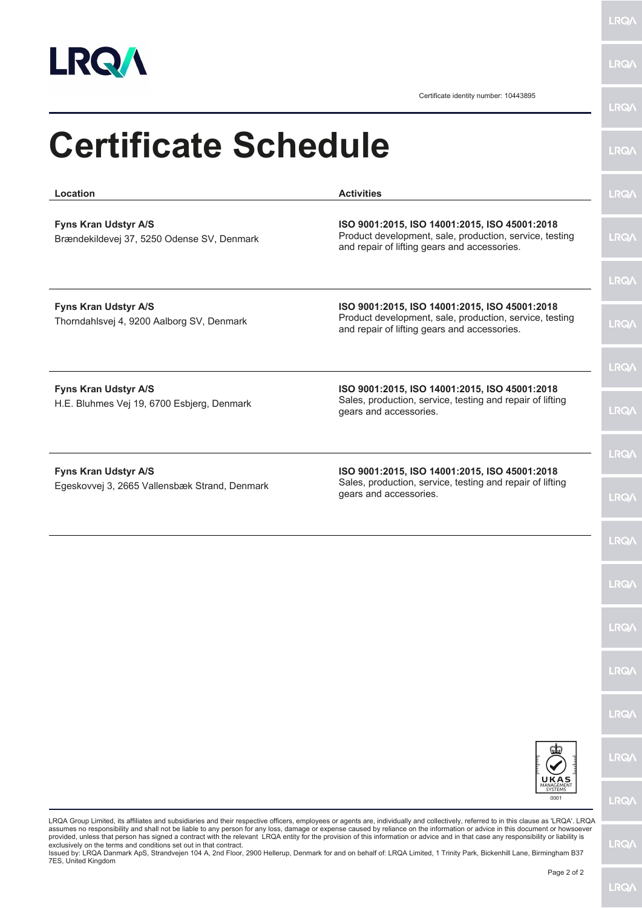Certificate identity number: 10443895

# Certificate Schedule

| Location | Activities |
| --- | --- |
| **Fyns Kran Udstyr A/S**<br>Brændekildevej 37, 5250 Odense SV, Denmark | **ISO 9001:2015, ISO 14001:2015, ISO 45001:2018**<br>Product development, sale, production, service, testing and repair of lifting gears and accessories. |
| **Fyns Kran Udstyr A/S**<br>Thorndahlsvej 4, 9200 Aalborg SV, Denmark | **ISO 9001:2015, ISO 14001:2015, ISO 45001:2018**<br>Product development, sale, production, service, testing and repair of lifting gears and accessories. |
| **Fyns Kran Udstyr A/S**<br>H.E. Bluhmes Vej 19, 6700 Esbjerg, Denmark | **ISO 9001:2015, ISO 14001:2015, ISO 45001:2018**<br>Sales, production, service, testing and repair of lifting gears and accessories. |
| **Fyns Kran Udstyr A/S**<br>Egeskovvej 3, 2665 Vallensbæk Strand, Denmark | **ISO 9001:2015, ISO 14001:2015, ISO 45001:2018**<br>Sales, production, service, testing and repair of lifting gears and accessories. |

UKAS MANAGEMENT SYSTEMS 0001

LRQA Group Limited, its affiliates and subsidiaries and their respective officers, employees or agents are, individually and collectively, referred to in this clause as 'LRQA'. LRQA assumes no responsibility and shall not be liable to any person for any loss, damage or expense caused by reliance on the information or advice in this document or howsoever provided, unless that person has signed a contract with the relevant LRQA entity for the provision of this information or advice and in that case any responsibility or liability is exclusively on the terms and conditions set out in that contract.
Issued by: LRQA Danmark ApS, Strandvejen 104 A, 2nd Floor, 2900 Hellerup, Denmark for and on behalf of: LRQA Limited, 1 Trinity Park, Bickenhill Lane, Birmingham B37 7ES, United Kingdom